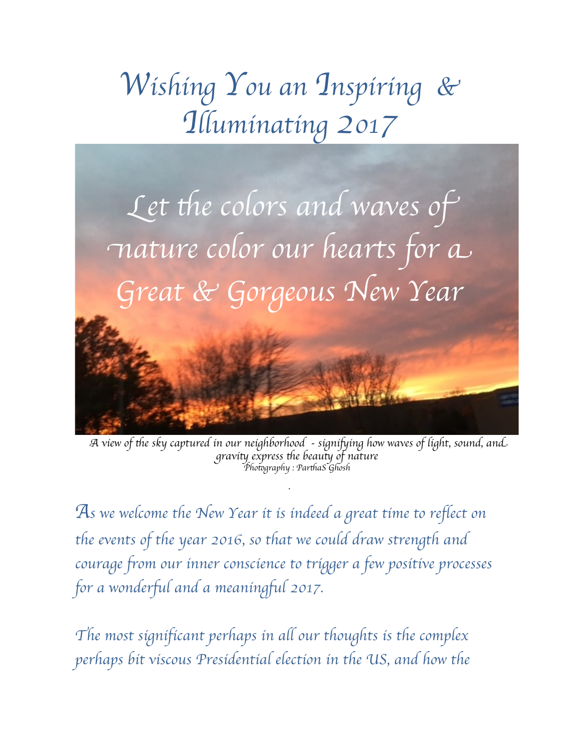# Wishing You an Inspiring & Illuminating 2017

Let the colors and waves of nature color our hearts for a Great & Gorgeous New Year

*A view of the sky captured in our neighborhood - signifying how waves of light, sound, and gravity express the beauty of nature*
*Photography : ParthaS Ghosh*

As we welcome the New Year it is indeed a great time to reflect on the events of the year 2016, so that we could draw strength and courage from our inner conscience to trigger a few positive processes for a wonderful and a meaningful 2017.

The most significant perhaps in all our thoughts is the complex perhaps bit viscous Presidential election in the US, and how the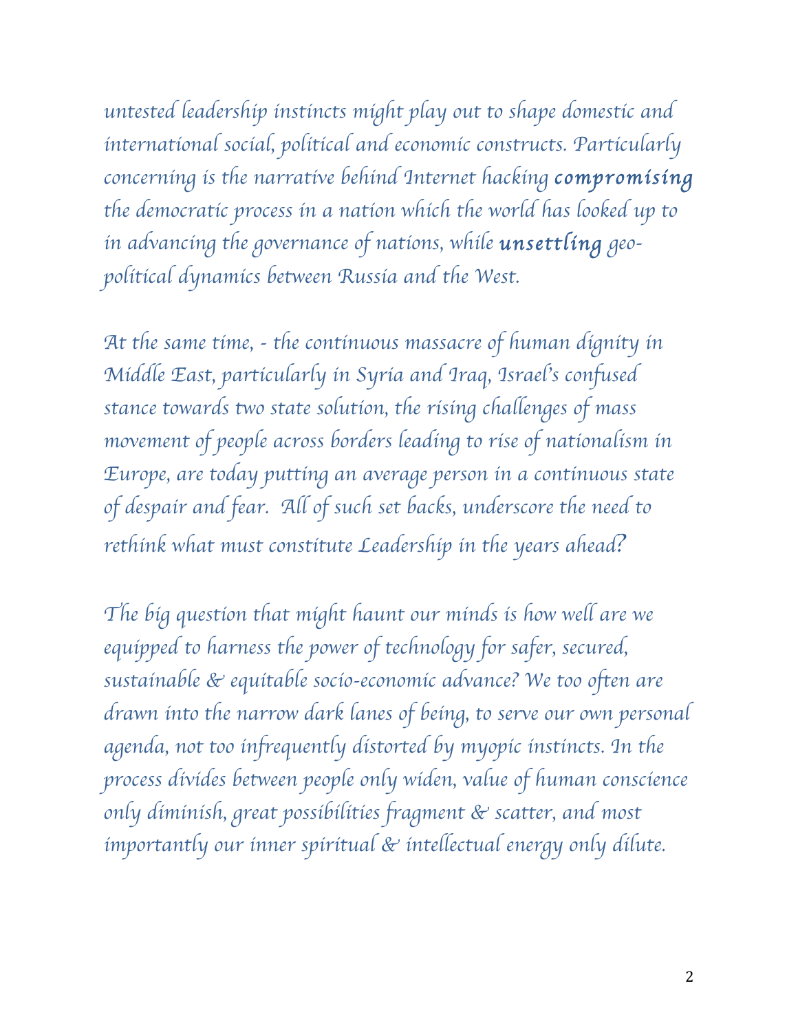*untested leadership instincts might play out to shape domestic and international social, political and economic constructs. Particularly concerning is the narrative behind Internet hacking **compromising** the democratic process in a nation which the world has looked up to in advancing the governance of nations, while **unsettling** geo-political dynamics between Russia and the West.*

*At the same time, - the continuous massacre of human dignity in Middle East, particularly in Syria and Iraq, Israel's confused stance towards two state solution, the rising challenges of mass movement of people across borders leading to rise of nationalism in Europe, are today putting an average person in a continuous state of despair and fear. All of such set backs, underscore the need to rethink what must constitute Leadership in the years ahead?*

*The big question that might haunt our minds is how well are we equipped to harness the power of technology for safer, secured, sustainable & equitable socio-economic advance? We too often are drawn into the narrow dark lanes of being, to serve our own personal agenda, not too infrequently distorted by myopic instincts. In the process divides between people only widen, value of human conscience only diminish, great possibilities fragment & scatter, and most importantly our inner spiritual & intellectual energy only dilute.*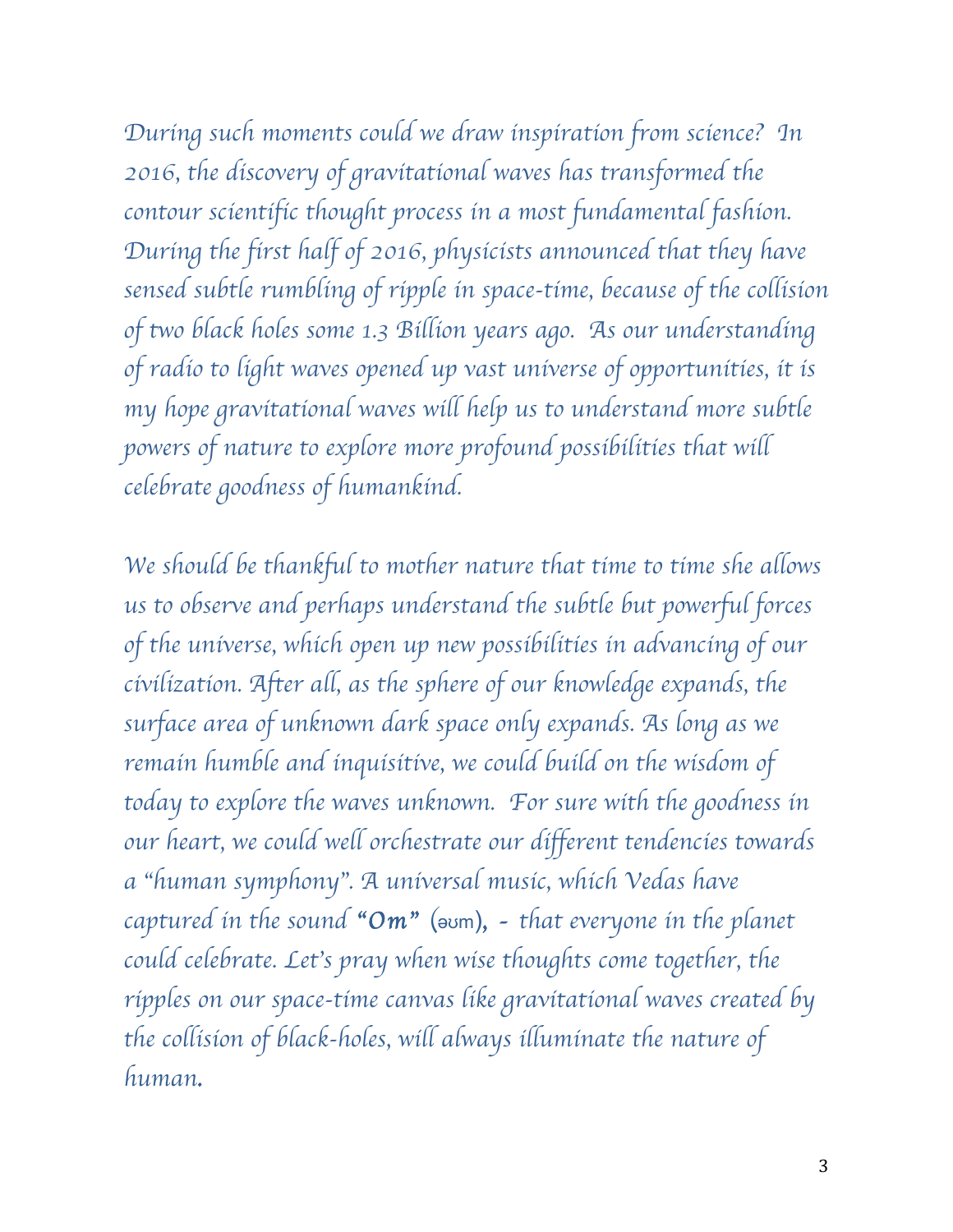*During such moments could we draw inspiration from science? In 2016, the discovery of gravitational waves has transformed the contour scientific thought process in a most fundamental fashion. During the first half of 2016, physicists announced that they have sensed subtle rumbling of ripple in space-time, because of the collision of two black holes some 1.3 Billion years ago. As our understanding of radio to light waves opened up vast universe of opportunities, it is my hope gravitational waves will help us to understand more subtle powers of nature to explore more profound possibilities that will celebrate goodness of humankind.*

*We should be thankful to mother nature that time to time she allows us to observe and perhaps understand the subtle but powerful forces of the universe, which open up new possibilities in advancing of our civilization. After all, as the sphere of our knowledge expands, the surface area of unknown dark space only expands. As long as we remain humble and inquisitive, we could build on the wisdom of today to explore the waves unknown. For sure with the goodness in our heart, we could well orchestrate our different tendencies towards a "human symphony". A universal music, which Vedas have captured in the sound* ***"Om"*** (əʊm), *- that everyone in the planet could celebrate. Let's pray when wise thoughts come together, the ripples on our space-time canvas like gravitational waves created by the collision of black-holes, will always illuminate the nature of human.*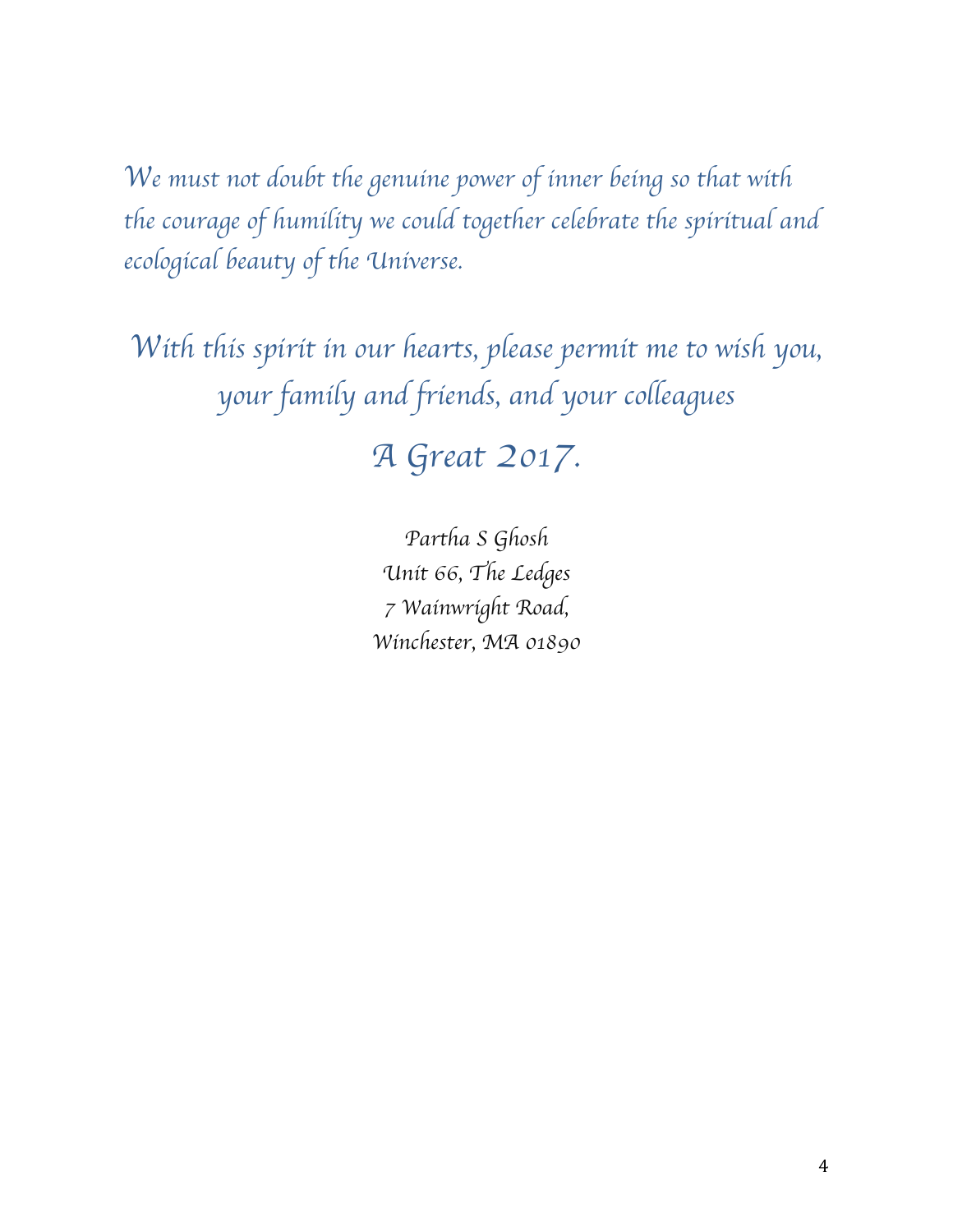*We must not doubt the genuine power of inner being so that with the courage of humility we could together celebrate the spiritual and ecological beauty of the Universe.*

*With this spirit in our hearts, please permit me to wish you, your family and friends, and your colleagues*

*A Great 2017.*

*Partha S Ghosh*
*Unit 66, The Ledges*
*7 Wainwright Road,*
*Winchester, MA 01890*